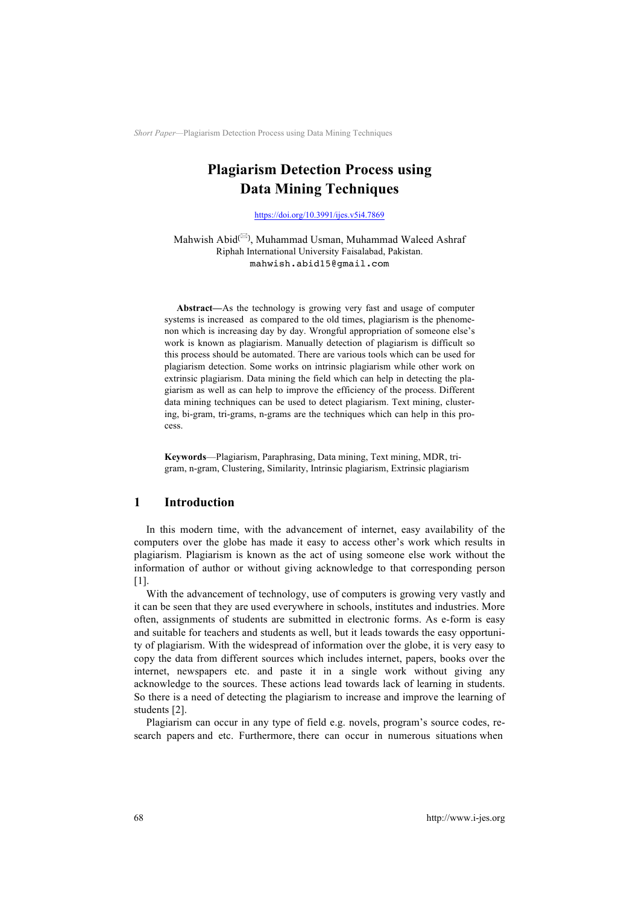# Plagiarism Detection Process using Data Mining Techniques

https://doi.org/10.3991/ijes.v5i4.7869

Mahwish Abid, Muhammad Usman, Muhammad Waleed Ashraf
Riphah International University Faisalabad, Pakistan.
mahwish.abid15@gmail.com

**Abstract—**As the technology is growing very fast and usage of computer systems is increased as compared to the old times, plagiarism is the phenomenon which is increasing day by day. Wrongful appropriation of someone else's work is known as plagiarism. Manually detection of plagiarism is difficult so this process should be automated. There are various tools which can be used for plagiarism detection. Some works on intrinsic plagiarism while other work on extrinsic plagiarism. Data mining the field which can help in detecting the plagiarism as well as can help to improve the efficiency of the process. Different data mining techniques can be used to detect plagiarism. Text mining, clustering, bi-gram, tri-grams, n-grams are the techniques which can help in this process.

**Keywords**—Plagiarism, Paraphrasing, Data mining, Text mining, MDR, tri-gram, n-gram, Clustering, Similarity, Intrinsic plagiarism, Extrinsic plagiarism

## 1 Introduction

In this modern time, with the advancement of internet, easy availability of the computers over the globe has made it easy to access other's work which results in plagiarism. Plagiarism is known as the act of using someone else work without the information of author or without giving acknowledge to that corresponding person [1].

With the advancement of technology, use of computers is growing very vastly and it can be seen that they are used everywhere in schools, institutes and industries. More often, assignments of students are submitted in electronic forms. As e-form is easy and suitable for teachers and students as well, but it leads towards the easy opportunity of plagiarism. With the widespread of information over the globe, it is very easy to copy the data from different sources which includes internet, papers, books over the internet, newspapers etc. and paste it in a single work without giving any acknowledge to the sources. These actions lead towards lack of learning in students. So there is a need of detecting the plagiarism to increase and improve the learning of students [2].

Plagiarism can occur in any type of field e.g. novels, program's source codes, research papers and etc. Furthermore, there can occur in numerous situations when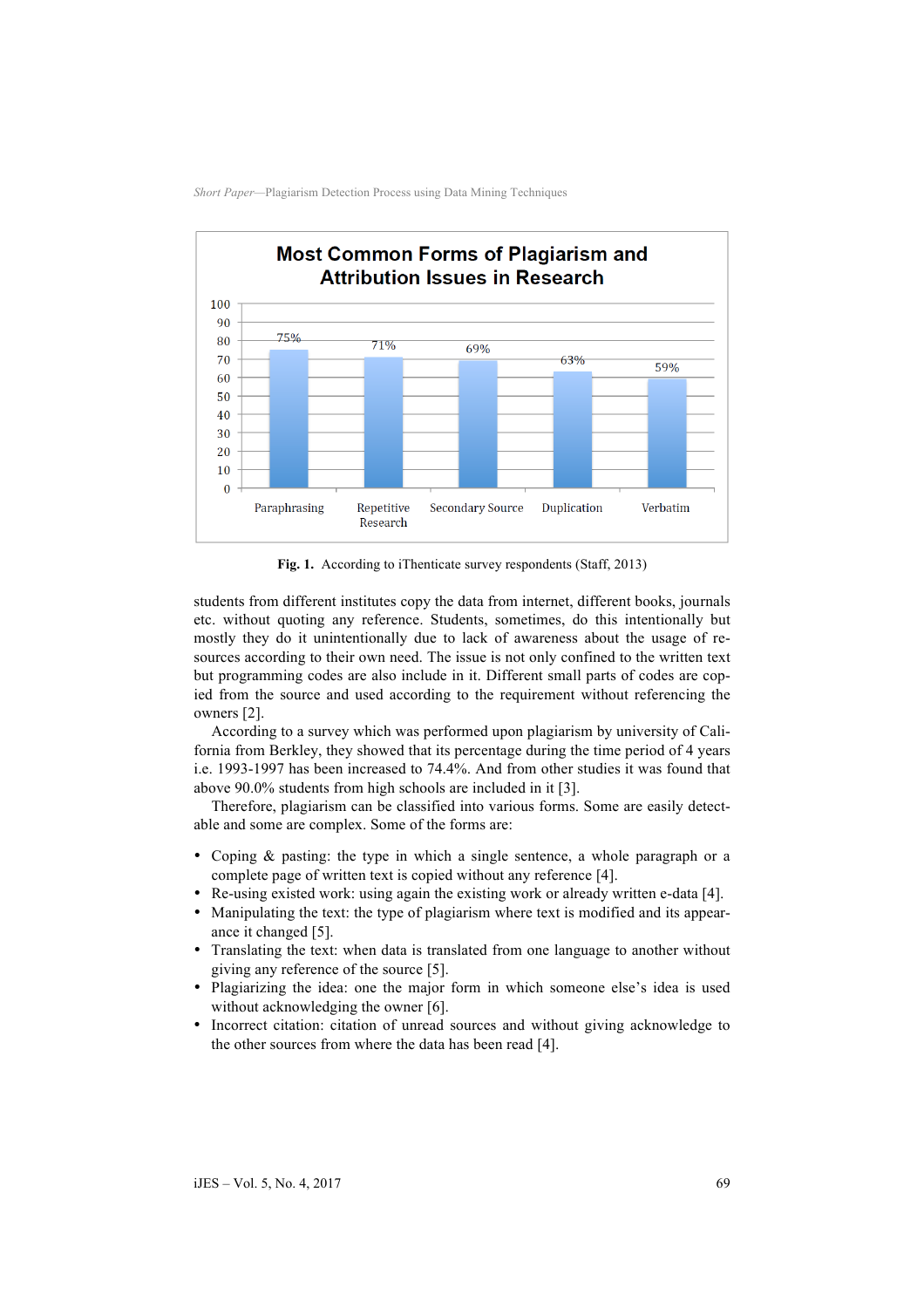**Most Common Forms of Plagiarism and Attribution Issues in Research**

| Paraphrasing | Repetitive Research | Secondary Source | Duplication | Verbatim |
|---|---|---|---|---|
| 75% | 71% | 69% | 63% | 59% |

**Fig. 1.** According to iThenticate survey respondents (Staff, 2013)

students from different institutes copy the data from internet, different books, journals etc. without quoting any reference. Students, sometimes, do this intentionally but mostly they do it unintentionally due to lack of awareness about the usage of resources according to their own need. The issue is not only confined to the written text but programming codes are also include in it. Different small parts of codes are copied from the source and used according to the requirement without referencing the owners [2].

According to a survey which was performed upon plagiarism by university of California from Berkley, they showed that its percentage during the time period of 4 years i.e. 1993-1997 has been increased to 74.4%. And from other studies it was found that above 90.0% students from high schools are included in it [3].

Therefore, plagiarism can be classified into various forms. Some are easily detectable and some are complex. Some of the forms are:

- Coping & pasting: the type in which a single sentence, a whole paragraph or a complete page of written text is copied without any reference [4].
- Re-using existed work: using again the existing work or already written e-data [4].
- Manipulating the text: the type of plagiarism where text is modified and its appearance it changed [5].
- Translating the text: when data is translated from one language to another without giving any reference of the source [5].
- Plagiarizing the idea: one the major form in which someone else's idea is used without acknowledging the owner [6].
- Incorrect citation: citation of unread sources and without giving acknowledge to the other sources from where the data has been read [4].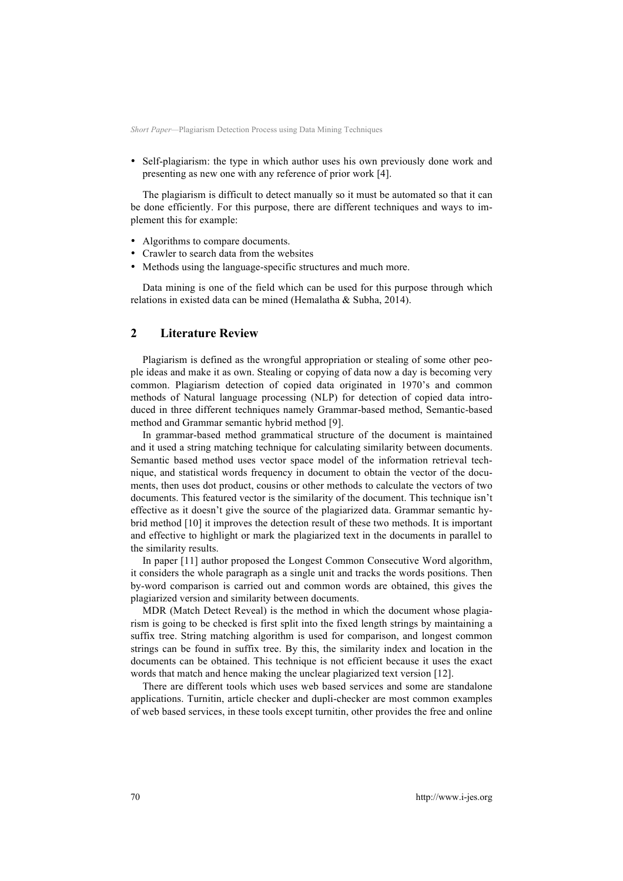- Self-plagiarism: the type in which author uses his own previously done work and presenting as new one with any reference of prior work [4].

The plagiarism is difficult to detect manually so it must be automated so that it can be done efficiently. For this purpose, there are different techniques and ways to implement this for example:

- Algorithms to compare documents.
- Crawler to search data from the websites
- Methods using the language-specific structures and much more.

Data mining is one of the field which can be used for this purpose through which relations in existed data can be mined (Hemalatha & Subha, 2014).

## 2 Literature Review

Plagiarism is defined as the wrongful appropriation or stealing of some other people ideas and make it as own. Stealing or copying of data now a day is becoming very common. Plagiarism detection of copied data originated in 1970's and common methods of Natural language processing (NLP) for detection of copied data introduced in three different techniques namely Grammar-based method, Semantic-based method and Grammar semantic hybrid method [9].

In grammar-based method grammatical structure of the document is maintained and it used a string matching technique for calculating similarity between documents. Semantic based method uses vector space model of the information retrieval technique, and statistical words frequency in document to obtain the vector of the documents, then uses dot product, cousins or other methods to calculate the vectors of two documents. This featured vector is the similarity of the document. This technique isn't effective as it doesn't give the source of the plagiarized data. Grammar semantic hybrid method [10] it improves the detection result of these two methods. It is important and effective to highlight or mark the plagiarized text in the documents in parallel to the similarity results.

In paper [11] author proposed the Longest Common Consecutive Word algorithm, it considers the whole paragraph as a single unit and tracks the words positions. Then by-word comparison is carried out and common words are obtained, this gives the plagiarized version and similarity between documents.

MDR (Match Detect Reveal) is the method in which the document whose plagiarism is going to be checked is first split into the fixed length strings by maintaining a suffix tree. String matching algorithm is used for comparison, and longest common strings can be found in suffix tree. By this, the similarity index and location in the documents can be obtained. This technique is not efficient because it uses the exact words that match and hence making the unclear plagiarized text version [12].

There are different tools which uses web based services and some are standalone applications. Turnitin, article checker and dupli-checker are most common examples of web based services, in these tools except turnitin, other provides the free and online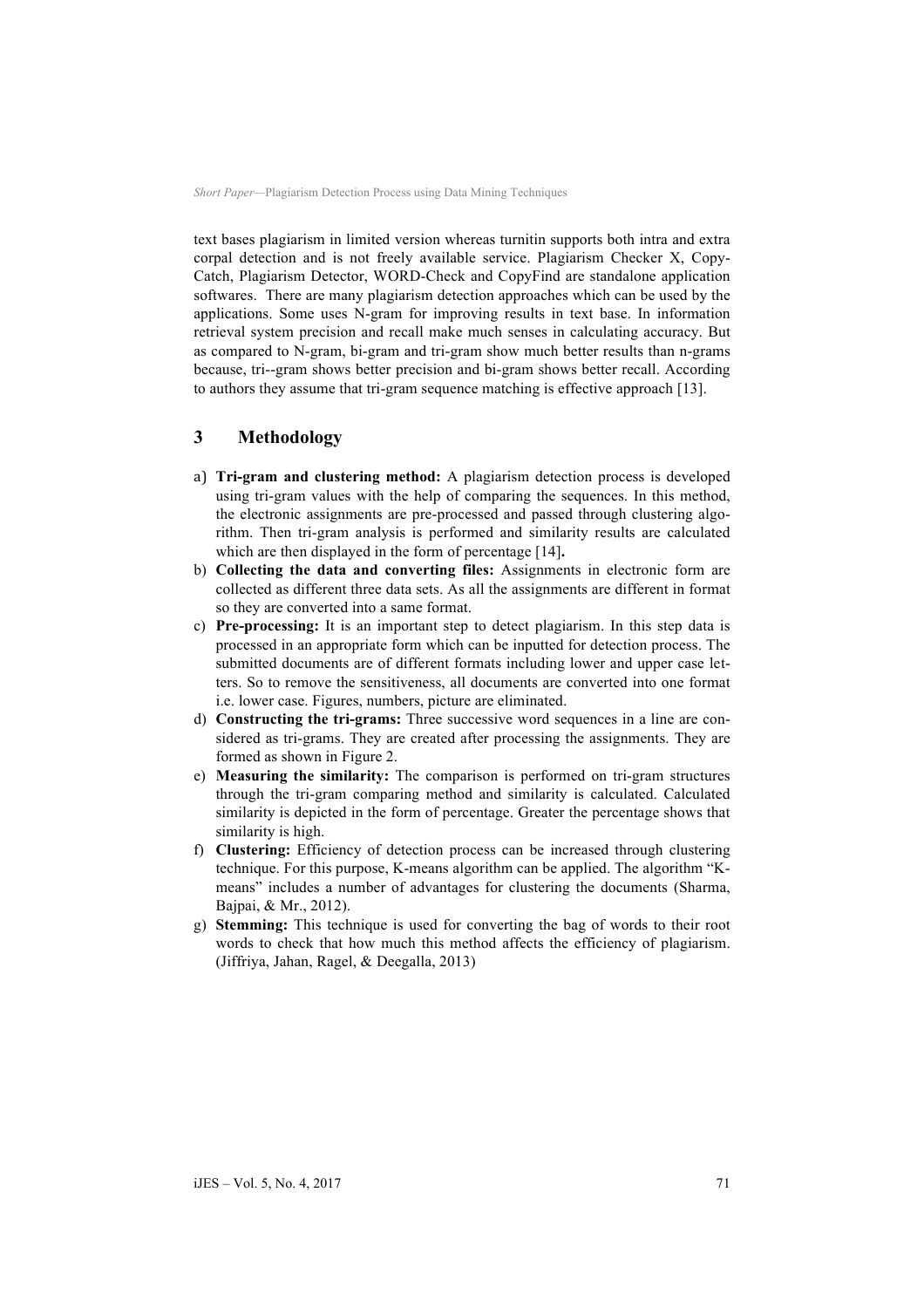text bases plagiarism in limited version whereas turnitin supports both intra and extra corpal detection and is not freely available service. Plagiarism Checker X, Copy-Catch, Plagiarism Detector, WORD-Check and CopyFind are standalone application softwares. There are many plagiarism detection approaches which can be used by the applications. Some uses N-gram for improving results in text base. In information retrieval system precision and recall make much senses in calculating accuracy. But as compared to N-gram, bi-gram and tri-gram show much better results than n-grams because, tri--gram shows better precision and bi-gram shows better recall. According to authors they assume that tri-gram sequence matching is effective approach [13].

## 3 Methodology

a) **Tri-gram and clustering method:** A plagiarism detection process is developed using tri-gram values with the help of comparing the sequences. In this method, the electronic assignments are pre-processed and passed through clustering algorithm. Then tri-gram analysis is performed and similarity results are calculated which are then displayed in the form of percentage [14]**.**
b) **Collecting the data and converting files:** Assignments in electronic form are collected as different three data sets. As all the assignments are different in format so they are converted into a same format.
c) **Pre-processing:** It is an important step to detect plagiarism. In this step data is processed in an appropriate form which can be inputted for detection process. The submitted documents are of different formats including lower and upper case letters. So to remove the sensitiveness, all documents are converted into one format i.e. lower case. Figures, numbers, picture are eliminated.
d) **Constructing the tri-grams:** Three successive word sequences in a line are considered as tri-grams. They are created after processing the assignments. They are formed as shown in Figure 2.
e) **Measuring the similarity:** The comparison is performed on tri-gram structures through the tri-gram comparing method and similarity is calculated. Calculated similarity is depicted in the form of percentage. Greater the percentage shows that similarity is high.
f) **Clustering:** Efficiency of detection process can be increased through clustering technique. For this purpose, K-means algorithm can be applied. The algorithm "K-means" includes a number of advantages for clustering the documents (Sharma, Bajpai, & Mr., 2012).
g) **Stemming:** This technique is used for converting the bag of words to their root words to check that how much this method affects the efficiency of plagiarism. (Jiffriya, Jahan, Ragel, & Deegalla, 2013)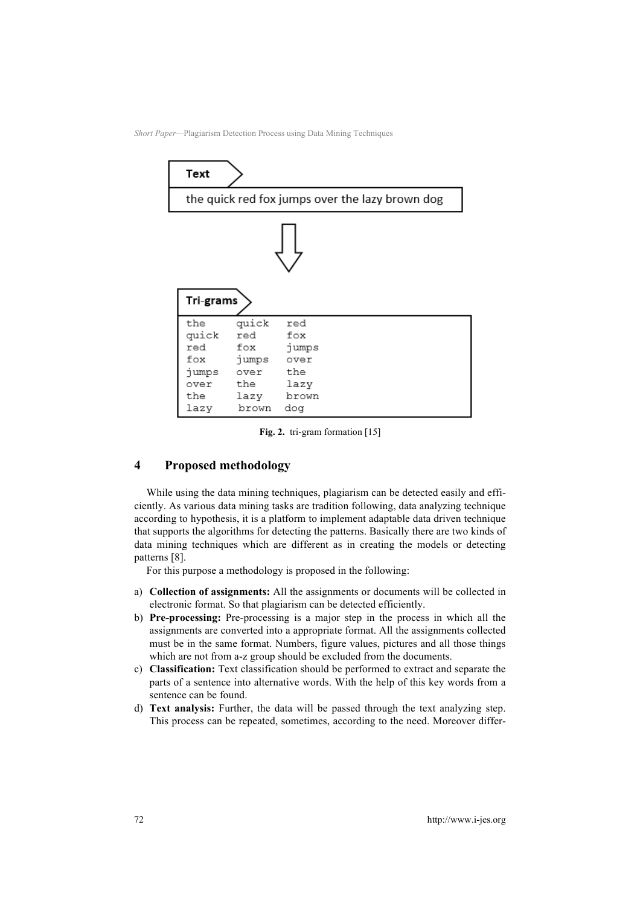**Text**

the quick red fox jumps over the lazy brown dog

**Tri-grams**

```
the     quick   red
quick   red     fox
red     fox     jumps
fox     jumps   over
jumps   over    the
over    the     lazy
the     lazy    brown
lazy    brown   dog
```

**Fig. 2.** tri-gram formation [15]

## 4 Proposed methodology

While using the data mining techniques, plagiarism can be detected easily and efficiently. As various data mining tasks are tradition following, data analyzing technique according to hypothesis, it is a platform to implement adaptable data driven technique that supports the algorithms for detecting the patterns. Basically there are two kinds of data mining techniques which are different as in creating the models or detecting patterns [8].

For this purpose a methodology is proposed in the following:

a) **Collection of assignments:** All the assignments or documents will be collected in electronic format. So that plagiarism can be detected efficiently.
b) **Pre-processing:** Pre-processing is a major step in the process in which all the assignments are converted into a appropriate format. All the assignments collected must be in the same format. Numbers, figure values, pictures and all those things which are not from a-z group should be excluded from the documents.
c) **Classification:** Text classification should be performed to extract and separate the parts of a sentence into alternative words. With the help of this key words from a sentence can be found.
d) **Text analysis:** Further, the data will be passed through the text analyzing step. This process can be repeated, sometimes, according to the need. Moreover differ-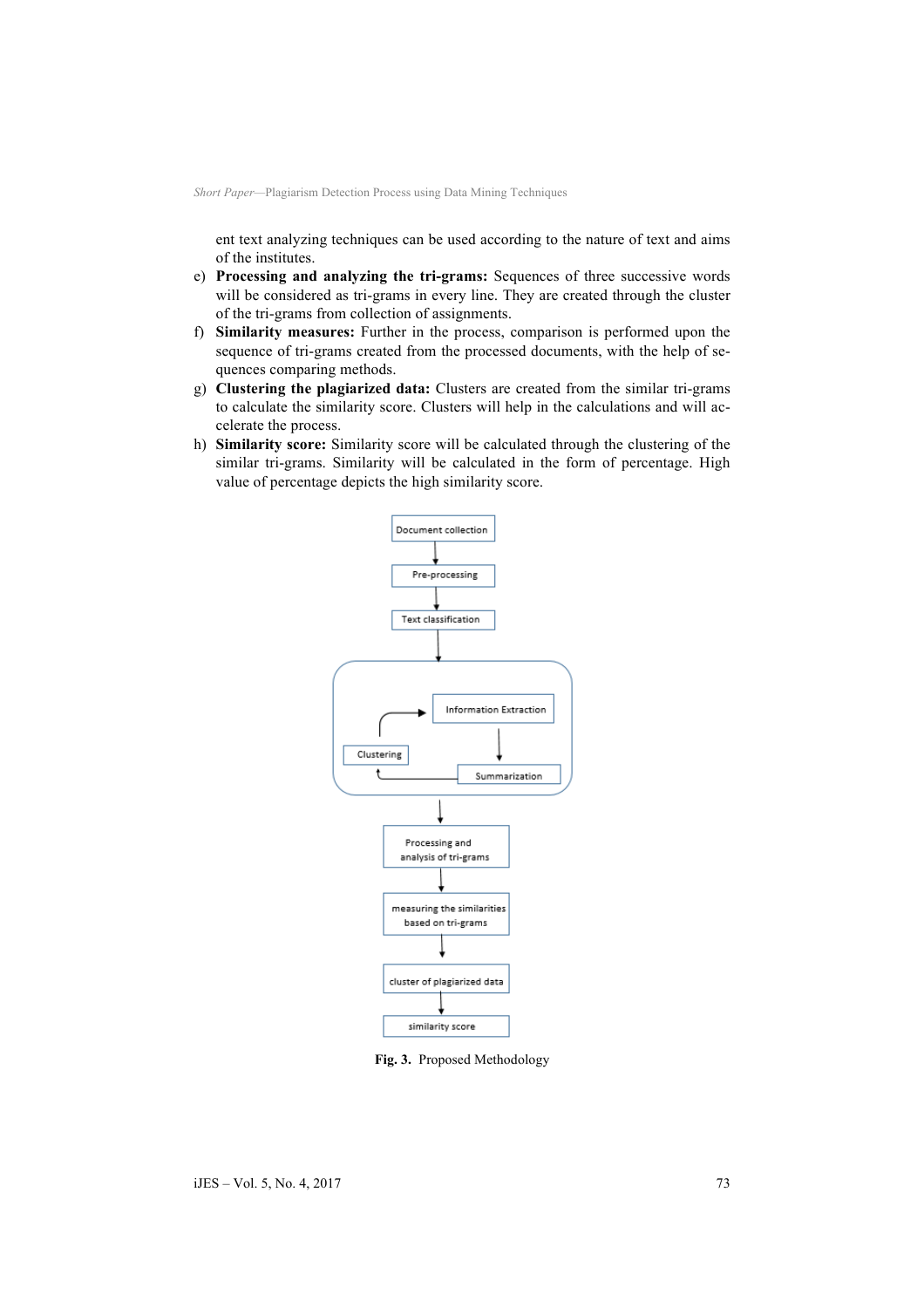ent text analyzing techniques can be used according to the nature of text and aims of the institutes.

e) **Processing and analyzing the tri-grams:** Sequences of three successive words will be considered as tri-grams in every line. They are created through the cluster of the tri-grams from collection of assignments.
f) **Similarity measures:** Further in the process, comparison is performed upon the sequence of tri-grams created from the processed documents, with the help of sequences comparing methods.
g) **Clustering the plagiarized data:** Clusters are created from the similar tri-grams to calculate the similarity score. Clusters will help in the calculations and will accelerate the process.
h) **Similarity score:** Similarity score will be calculated through the clustering of the similar tri-grams. Similarity will be calculated in the form of percentage. High value of percentage depicts the high similarity score.

Document collection → Pre-processing → Text classification → [Information Extraction → Summarization → Clustering → Information Extraction] → Processing and analysis of tri-grams → measuring the similarities based on tri-grams → cluster of plagiarized data → similarity score

**Fig. 3.** Proposed Methodology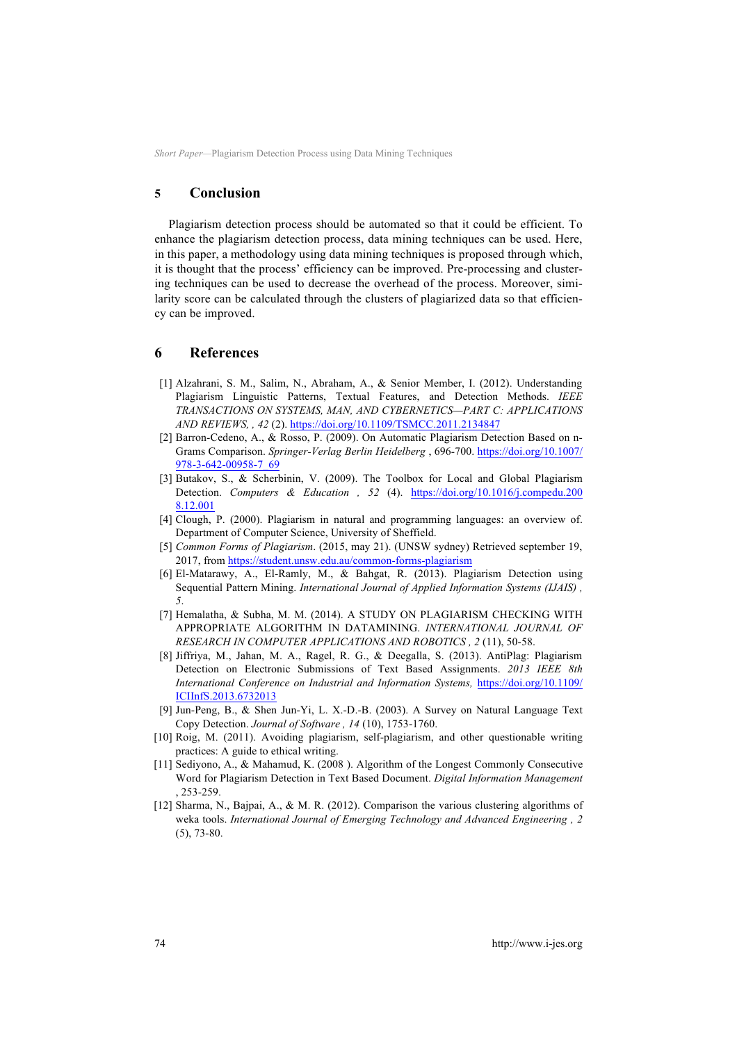## 5 Conclusion

Plagiarism detection process should be automated so that it could be efficient. To enhance the plagiarism detection process, data mining techniques can be used. Here, in this paper, a methodology using data mining techniques is proposed through which, it is thought that the process' efficiency can be improved. Pre-processing and clustering techniques can be used to decrease the overhead of the process. Moreover, similarity score can be calculated through the clusters of plagiarized data so that efficiency can be improved.

## 6 References

[1] Alzahrani, S. M., Salim, N., Abraham, A., & Senior Member, I. (2012). Understanding Plagiarism Linguistic Patterns, Textual Features, and Detection Methods. *IEEE TRANSACTIONS ON SYSTEMS, MAN, AND CYBERNETICS—PART C: APPLICATIONS AND REVIEWS, , 42* (2). https://doi.org/10.1109/TSMCC.2011.2134847

[2] Barron-Cedeno, A., & Rosso, P. (2009). On Automatic Plagiarism Detection Based on n-Grams Comparison. *Springer-Verlag Berlin Heidelberg* , 696-700. https://doi.org/10.1007/978-3-642-00958-7_69

[3] Butakov, S., & Scherbinin, V. (2009). The Toolbox for Local and Global Plagiarism Detection. *Computers & Education , 52* (4). https://doi.org/10.1016/j.compedu.2008.12.001

[4] Clough, P. (2000). Plagiarism in natural and programming languages: an overview of. Department of Computer Science, University of Sheffield.

[5] *Common Forms of Plagiarism*. (2015, may 21). (UNSW sydney) Retrieved september 19, 2017, from https://student.unsw.edu.au/common-forms-plagiarism

[6] El-Matarawy, A., El-Ramly, M., & Bahgat, R. (2013). Plagiarism Detection using Sequential Pattern Mining. *International Journal of Applied Information Systems (IJAIS) , 5*.

[7] Hemalatha, & Subha, M. M. (2014). A STUDY ON PLAGIARISM CHECKING WITH APPROPRIATE ALGORITHM IN DATAMINING. *INTERNATIONAL JOURNAL OF RESEARCH IN COMPUTER APPLICATIONS AND ROBOTICS , 2* (11), 50-58.

[8] Jiffriya, M., Jahan, M. A., Ragel, R. G., & Deegalla, S. (2013). AntiPlag: Plagiarism Detection on Electronic Submissions of Text Based Assignments. *2013 IEEE 8th International Conference on Industrial and Information Systems,* https://doi.org/10.1109/ICIInfS.2013.6732013

[9] Jun-Peng, B., & Shen Jun-Yi, L. X.-D.-B. (2003). A Survey on Natural Language Text Copy Detection. *Journal of Software , 14* (10), 1753-1760.

[10] Roig, M. (2011). Avoiding plagiarism, self-plagiarism, and other questionable writing practices: A guide to ethical writing.

[11] Sediyono, A., & Mahamud, K. (2008 ). Algorithm of the Longest Commonly Consecutive Word for Plagiarism Detection in Text Based Document. *Digital Information Management* , 253-259.

[12] Sharma, N., Bajpai, A., & M. R. (2012). Comparison the various clustering algorithms of weka tools. *International Journal of Emerging Technology and Advanced Engineering , 2* (5), 73-80.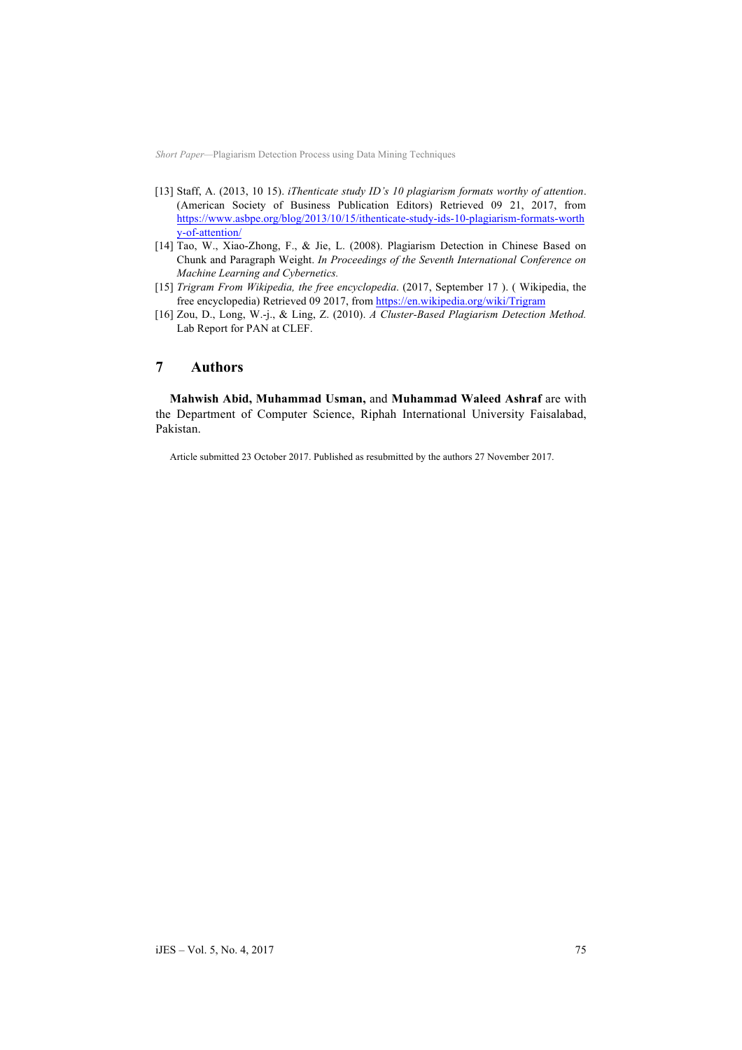[13] Staff, A. (2013, 10 15). *iThenticate study ID's 10 plagiarism formats worthy of attention*. (American Society of Business Publication Editors) Retrieved 09 21, 2017, from https://www.asbpe.org/blog/2013/10/15/ithenticate-study-ids-10-plagiarism-formats-worthy-of-attention/

[14] Tao, W., Xiao-Zhong, F., & Jie, L. (2008). Plagiarism Detection in Chinese Based on Chunk and Paragraph Weight. *In Proceedings of the Seventh International Conference on Machine Learning and Cybernetics.*

[15] *Trigram From Wikipedia, the free encyclopedia*. (2017, September 17 ). ( Wikipedia, the free encyclopedia) Retrieved 09 2017, from https://en.wikipedia.org/wiki/Trigram

[16] Zou, D., Long, W.-j., & Ling, Z. (2010). *A Cluster-Based Plagiarism Detection Method.* Lab Report for PAN at CLEF.

## 7 Authors

**Mahwish Abid, Muhammad Usman,** and **Muhammad Waleed Ashraf** are with the Department of Computer Science, Riphah International University Faisalabad, Pakistan.

Article submitted 23 October 2017. Published as resubmitted by the authors 27 November 2017.